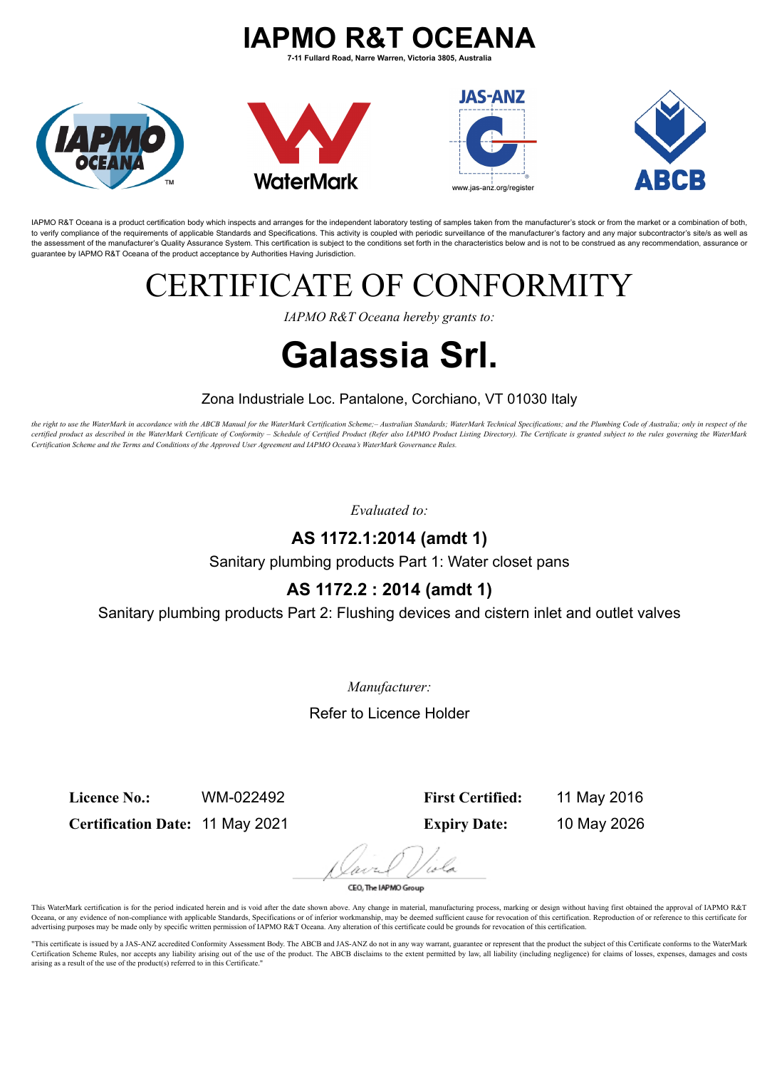# IAPMO R&T OCEANA

**7-11 Fullard Road, Narre Warren, Victoria 3805, Australia**

IAPMO R&T Oceana is a product certification body which inspects and arranges for the independent laboratory testing of samples taken from the manufacturer's stock or from the market or a combination of both, to verify compliance of the requirements of applicable Standards and Specifications. This activity is coupled with periodic surveillance of the manufacturer's factory and any major subcontractor's site/s as well as the assessment of the manufacturer's Quality Assurance System. This certification is subject to the conditions set forth in the characteristics below and is not to be construed as any recommendation, assurance or guarantee by IAPMO R&T Oceana of the product acceptance by Authorities Having Jurisdiction.

# CERTIFICATE OF CONFORMITY

*IAPMO R&T Oceana hereby grants to:*

# Galassia Srl.

Zona Industriale Loc. Pantalone, Corchiano, VT 01030 Italy

*the right to use the WaterMark in accordance with the ABCB Manual for the WaterMark Certification Scheme;– Australian Standards; WaterMark Technical Specifications; and the Plumbing Code of Australia; only in respect of the certified product as described in the WaterMark Certificate of Conformity – Schedule of Certified Product (Refer also IAPMO Product Listing Directory). The Certificate is granted subject to the rules governing the WaterMark Certification Scheme and the Terms and Conditions of the Approved User Agreement and IAPMO Oceana's WaterMark Governance Rules.*

*Evaluated to:*

**AS 1172.1:2014 (amdt 1)**

Sanitary plumbing products Part 1: Water closet pans

**AS 1172.2 : 2014 (amdt 1)**

Sanitary plumbing products Part 2: Flushing devices and cistern inlet and outlet valves

*Manufacturer:*

Refer to Licence Holder

| | | | |
|---|---|---|---|
| **Licence No.:** | WM-022492 | **First Certified:** | 11 May 2016 |
| **Certification Date:** | 11 May 2021 | **Expiry Date:** | 10 May 2026 |

CEO, The IAPMO Group

This WaterMark certification is for the period indicated herein and is void after the date shown above. Any change in material, manufacturing process, marking or design without having first obtained the approval of IAPMO R&T Oceana, or any evidence of non-compliance with applicable Standards, Specifications or of inferior workmanship, may be deemed sufficient cause for revocation of this certification. Reproduction of or reference to this certificate for advertising purposes may be made only by specific written permission of IAPMO R&T Oceana. Any alteration of this certificate could be grounds for revocation of this certification.

"This certificate is issued by a JAS-ANZ accredited Conformity Assessment Body. The ABCB and JAS-ANZ do not in any way warrant, guarantee or represent that the product the subject of this Certificate conforms to the WaterMark Certification Scheme Rules, nor accepts any liability arising out of the use of the product. The ABCB disclaims to the extent permitted by law, all liability (including negligence) for claims of losses, expenses, damages and costs arising as a result of the use of the product(s) referred to in this Certificate."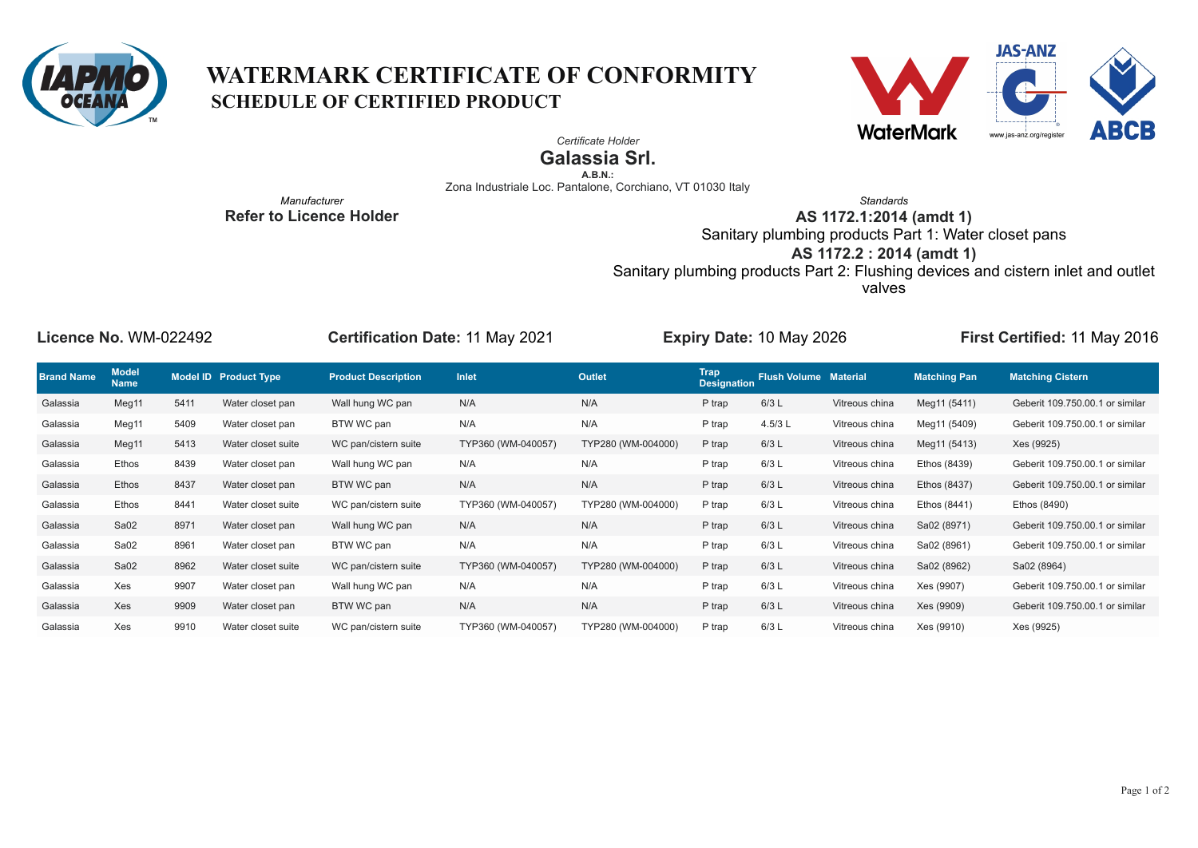# WATERMARK CERTIFICATE OF CONFORMITY

## SCHEDULE OF CERTIFIED PRODUCT

*Certificate Holder*

**Galassia Srl.**

**A.B.N.:**

Zona Industriale Loc. Pantalone, Corchiano, VT 01030 Italy

*Manufacturer*

**Refer to Licence Holder**

*Standards*

**AS 1172.1:2014 (amdt 1)**

Sanitary plumbing products Part 1: Water closet pans

**AS 1172.2 : 2014 (amdt 1)**

Sanitary plumbing products Part 2: Flushing devices and cistern inlet and outlet valves

**Licence No.** WM-022492 **Certification Date:** 11 May 2021 **Expiry Date:** 10 May 2026 **First Certified:** 11 May 2016

| Brand Name | Model Name | Model ID | Product Type | Product Description | Inlet | Outlet | Trap Designation | Flush Volume | Material | Matching Pan | Matching Cistern |
|---|---|---|---|---|---|---|---|---|---|---|---|
| Galassia | Meg11 | 5411 | Water closet pan | Wall hung WC pan | N/A | N/A | P trap | 6/3 L | Vitreous china | Meg11 (5411) | Geberit 109.750.00.1 or similar |
| Galassia | Meg11 | 5409 | Water closet pan | BTW WC pan | N/A | N/A | P trap | 4.5/3 L | Vitreous china | Meg11 (5409) | Geberit 109.750.00.1 or similar |
| Galassia | Meg11 | 5413 | Water closet suite | WC pan/cistern suite | TYP360 (WM-040057) | TYP280 (WM-004000) | P trap | 6/3 L | Vitreous china | Meg11 (5413) | Xes (9925) |
| Galassia | Ethos | 8439 | Water closet pan | Wall hung WC pan | N/A | N/A | P trap | 6/3 L | Vitreous china | Ethos (8439) | Geberit 109.750.00.1 or similar |
| Galassia | Ethos | 8437 | Water closet pan | BTW WC pan | N/A | N/A | P trap | 6/3 L | Vitreous china | Ethos (8437) | Geberit 109.750.00.1 or similar |
| Galassia | Ethos | 8441 | Water closet suite | WC pan/cistern suite | TYP360 (WM-040057) | TYP280 (WM-004000) | P trap | 6/3 L | Vitreous china | Ethos (8441) | Ethos (8490) |
| Galassia | Sa02 | 8971 | Water closet pan | Wall hung WC pan | N/A | N/A | P trap | 6/3 L | Vitreous china | Sa02 (8971) | Geberit 109.750.00.1 or similar |
| Galassia | Sa02 | 8961 | Water closet pan | BTW WC pan | N/A | N/A | P trap | 6/3 L | Vitreous china | Sa02 (8961) | Geberit 109.750.00.1 or similar |
| Galassia | Sa02 | 8962 | Water closet suite | WC pan/cistern suite | TYP360 (WM-040057) | TYP280 (WM-004000) | P trap | 6/3 L | Vitreous china | Sa02 (8962) | Sa02 (8964) |
| Galassia | Xes | 9907 | Water closet pan | Wall hung WC pan | N/A | N/A | P trap | 6/3 L | Vitreous china | Xes (9907) | Geberit 109.750.00.1 or similar |
| Galassia | Xes | 9909 | Water closet pan | BTW WC pan | N/A | N/A | P trap | 6/3 L | Vitreous china | Xes (9909) | Geberit 109.750.00.1 or similar |
| Galassia | Xes | 9910 | Water closet suite | WC pan/cistern suite | TYP360 (WM-040057) | TYP280 (WM-004000) | P trap | 6/3 L | Vitreous china | Xes (9910) | Xes (9925) |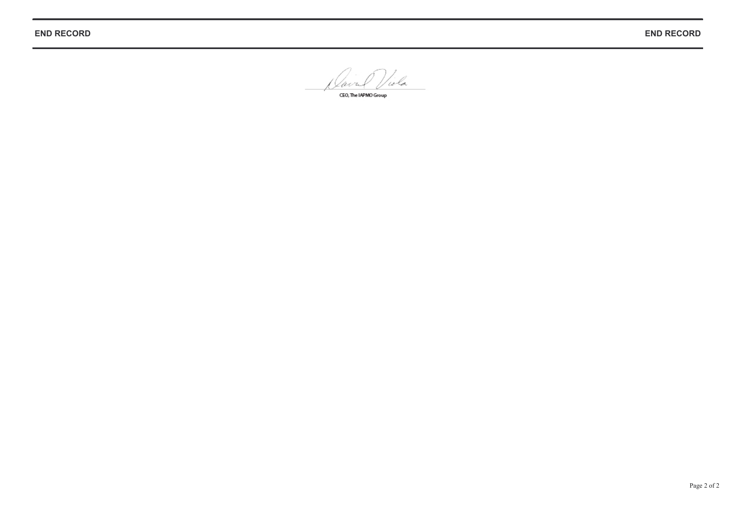**END RECORD** **END RECORD**

David Viola

CEO, The IAPMO Group